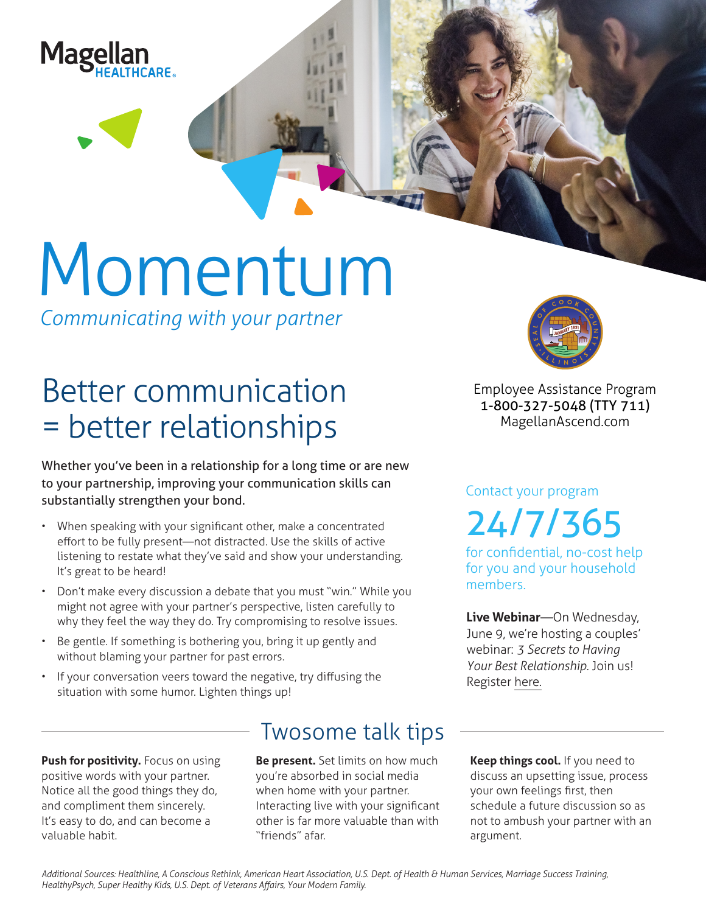Magellan HEALTHCARE®

# Momentum

*Communicating with your partner*

## Better communication = better relationships

**Whether you've been in a relationship for a long time or are new to your partnership, improving your communication skills can substantially strengthen your bond.**

- When speaking with your significant other, make a concentrated effort to be fully present—not distracted. Use the skills of active listening to restate what they've said and show your understanding. It's great to be heard!
- Don't make every discussion a debate that you must "win." While you might not agree with your partner's perspective, listen carefully to why they feel the way they do. Try compromising to resolve issues.
- Be gentle. If something is bothering you, bring it up gently and without blaming your partner for past errors.
- If your conversation veers toward the negative, try diffusing the situation with some humor. Lighten things up!

Employee Assistance Program
**1-800-327-5048 (TTY 711)**
MagellanAscend.com

Contact your program

## 24/7/365

for confidential, no-cost help for you and your household members.

**Live Webinar**—On Wednesday, June 9, we're hosting a couples' webinar: *3 Secrets to Having Your Best Relationship.* Join us! Register here.

## Twosome talk tips

**Push for positivity.** Focus on using positive words with your partner. Notice all the good things they do, and compliment them sincerely. It's easy to do, and can become a valuable habit.

**Be present.** Set limits on how much you're absorbed in social media when home with your partner. Interacting live with your significant other is far more valuable than with "friends" afar.

**Keep things cool.** If you need to discuss an upsetting issue, process your own feelings first, then schedule a future discussion so as not to ambush your partner with an argument.

*Additional Sources: Healthline, A Conscious Rethink, American Heart Association, U.S. Dept. of Health & Human Services, Marriage Success Training, HealthyPsych, Super Healthy Kids, U.S. Dept. of Veterans Affairs, Your Modern Family.*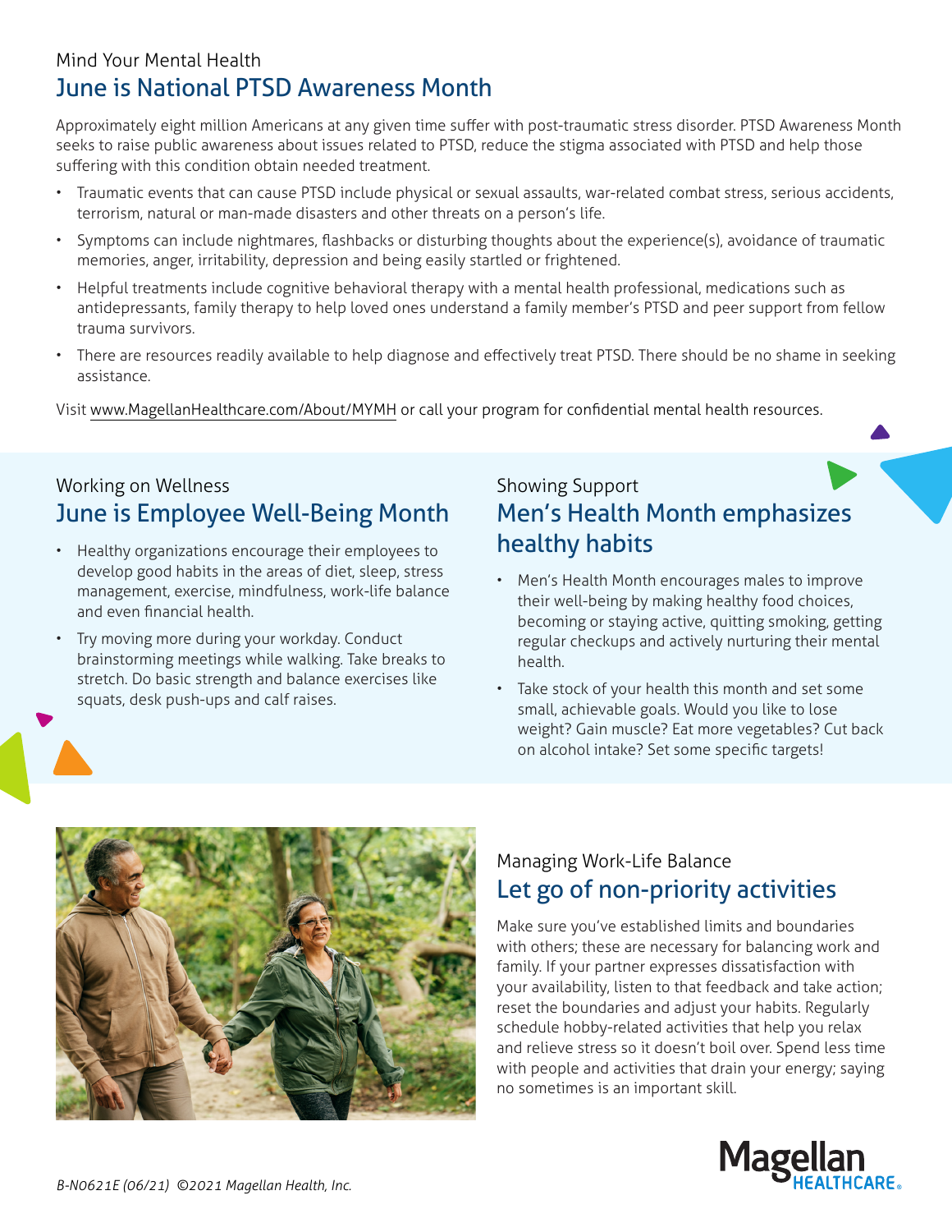Mind Your Mental Health

## June is National PTSD Awareness Month

Approximately eight million Americans at any given time suffer with post-traumatic stress disorder. PTSD Awareness Month seeks to raise public awareness about issues related to PTSD, reduce the stigma associated with PTSD and help those suffering with this condition obtain needed treatment.

- Traumatic events that can cause PTSD include physical or sexual assaults, war-related combat stress, serious accidents, terrorism, natural or man-made disasters and other threats on a person's life.
- Symptoms can include nightmares, flashbacks or disturbing thoughts about the experience(s), avoidance of traumatic memories, anger, irritability, depression and being easily startled or frightened.
- Helpful treatments include cognitive behavioral therapy with a mental health professional, medications such as antidepressants, family therapy to help loved ones understand a family member's PTSD and peer support from fellow trauma survivors.
- There are resources readily available to help diagnose and effectively treat PTSD. There should be no shame in seeking assistance.

Visit www.MagellanHealthcare.com/About/MYMH or call your program for confidential mental health resources.

Working on Wellness

## June is Employee Well-Being Month

- Healthy organizations encourage their employees to develop good habits in the areas of diet, sleep, stress management, exercise, mindfulness, work-life balance and even financial health.
- Try moving more during your workday. Conduct brainstorming meetings while walking. Take breaks to stretch. Do basic strength and balance exercises like squats, desk push-ups and calf raises.

Showing Support

## Men's Health Month emphasizes healthy habits

- Men's Health Month encourages males to improve their well-being by making healthy food choices, becoming or staying active, quitting smoking, getting regular checkups and actively nurturing their mental health.
- Take stock of your health this month and set some small, achievable goals. Would you like to lose weight? Gain muscle? Eat more vegetables? Cut back on alcohol intake? Set some specific targets!

Managing Work-Life Balance

## Let go of non-priority activities

Make sure you've established limits and boundaries with others; these are necessary for balancing work and family. If your partner expresses dissatisfaction with your availability, listen to that feedback and take action; reset the boundaries and adjust your habits. Regularly schedule hobby-related activities that help you relax and relieve stress so it doesn't boil over. Spend less time with people and activities that drain your energy; saying no sometimes is an important skill.

*B-N0621E (06/21) ©2021 Magellan Health, Inc.*

Magellan HEALTHCARE